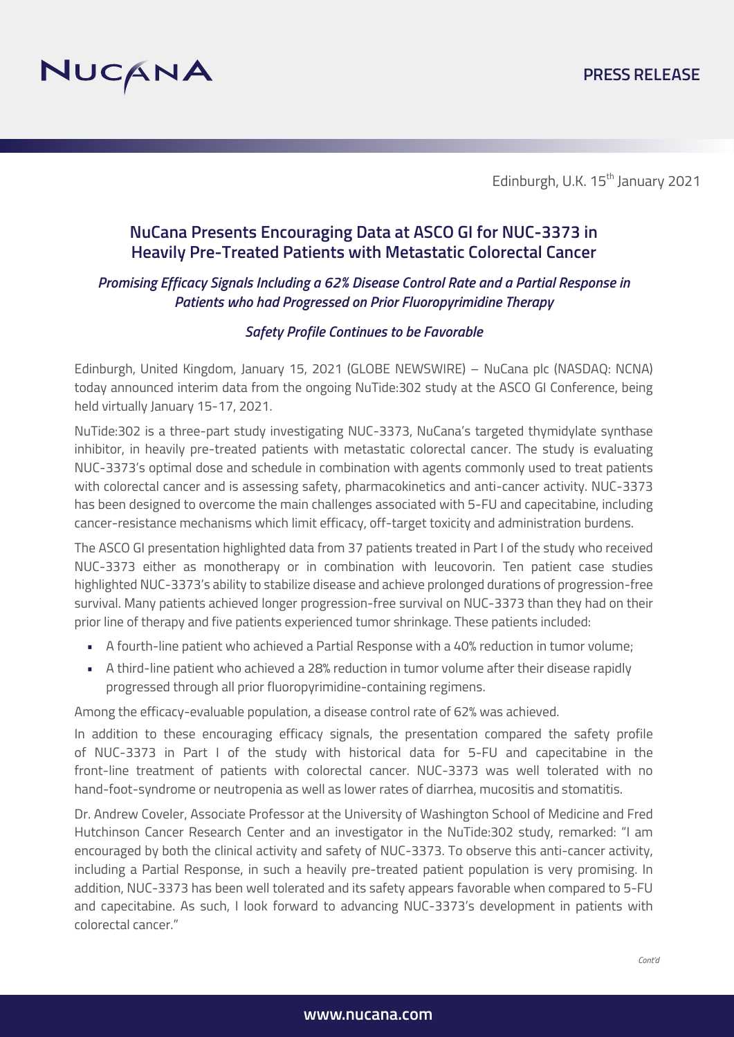NUCANA

PRESS RELEASE

Edinburgh, U.K. 15th January 2021

# NuCana Presents Encouraging Data at ASCO GI for NUC-3373 in Heavily Pre-Treated Patients with Metastatic Colorectal Cancer

### *Promising Efficacy Signals Including a 62% Disease Control Rate and a Partial Response in Patients who had Progressed on Prior Fluoropyrimidine Therapy*

### *Safety Profile Continues to be Favorable*

Edinburgh, United Kingdom, January 15, 2021 (GLOBE NEWSWIRE) – NuCana plc (NASDAQ: NCNA) today announced interim data from the ongoing NuTide:302 study at the ASCO GI Conference, being held virtually January 15-17, 2021.

NuTide:302 is a three-part study investigating NUC-3373, NuCana's targeted thymidylate synthase inhibitor, in heavily pre-treated patients with metastatic colorectal cancer. The study is evaluating NUC-3373's optimal dose and schedule in combination with agents commonly used to treat patients with colorectal cancer and is assessing safety, pharmacokinetics and anti-cancer activity. NUC-3373 has been designed to overcome the main challenges associated with 5-FU and capecitabine, including cancer-resistance mechanisms which limit efficacy, off-target toxicity and administration burdens.

The ASCO GI presentation highlighted data from 37 patients treated in Part I of the study who received NUC-3373 either as monotherapy or in combination with leucovorin. Ten patient case studies highlighted NUC-3373's ability to stabilize disease and achieve prolonged durations of progression-free survival. Many patients achieved longer progression-free survival on NUC-3373 than they had on their prior line of therapy and five patients experienced tumor shrinkage. These patients included:

- A fourth-line patient who achieved a Partial Response with a 40% reduction in tumor volume;
- A third-line patient who achieved a 28% reduction in tumor volume after their disease rapidly progressed through all prior fluoropyrimidine-containing regimens.

Among the efficacy-evaluable population, a disease control rate of 62% was achieved.

In addition to these encouraging efficacy signals, the presentation compared the safety profile of NUC-3373 in Part I of the study with historical data for 5-FU and capecitabine in the front-line treatment of patients with colorectal cancer. NUC-3373 was well tolerated with no hand-foot-syndrome or neutropenia as well as lower rates of diarrhea, mucositis and stomatitis.

Dr. Andrew Coveler, Associate Professor at the University of Washington School of Medicine and Fred Hutchinson Cancer Research Center and an investigator in the NuTide:302 study, remarked: "I am encouraged by both the clinical activity and safety of NUC-3373. To observe this anti-cancer activity, including a Partial Response, in such a heavily pre-treated patient population is very promising. In addition, NUC-3373 has been well tolerated and its safety appears favorable when compared to 5-FU and capecitabine. As such, I look forward to advancing NUC-3373's development in patients with colorectal cancer."

*Cont'd*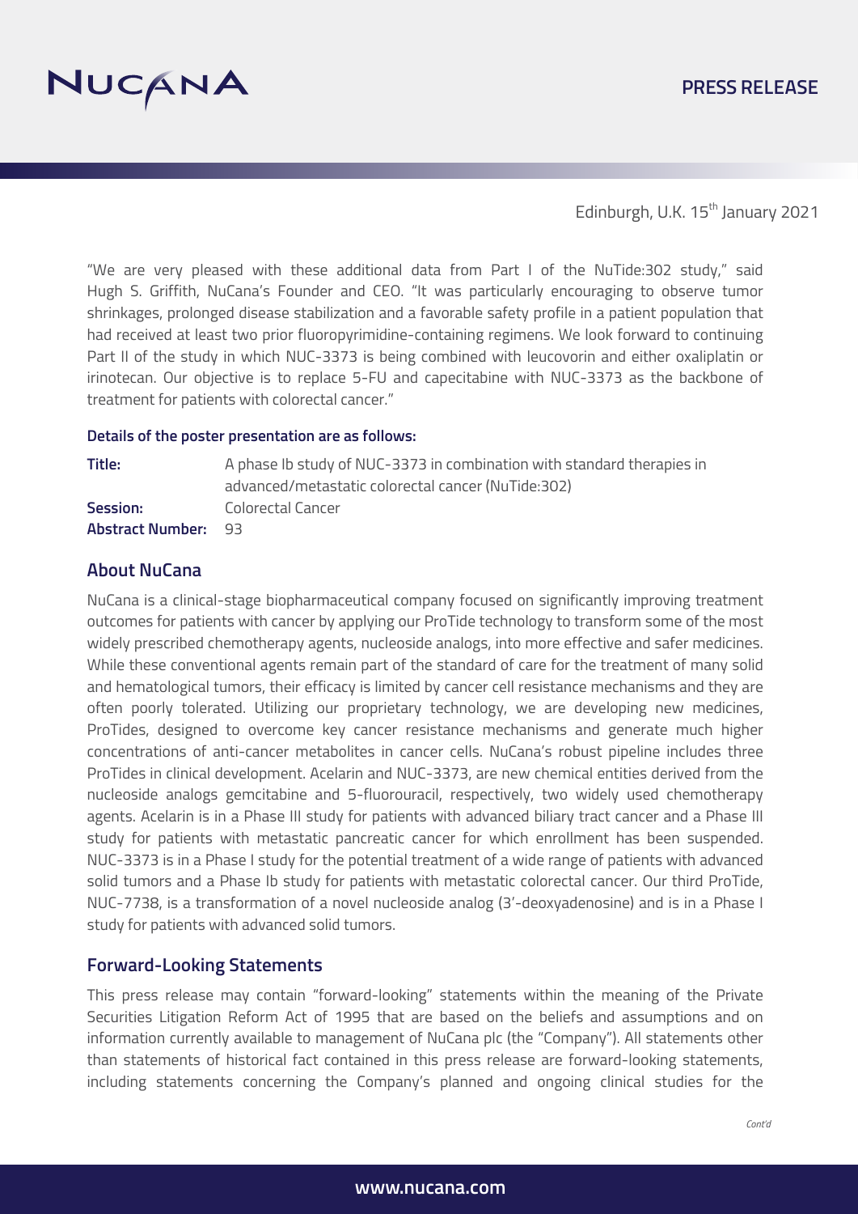Edinburgh, U.K. 15th January 2021

"We are very pleased with these additional data from Part I of the NuTide:302 study," said Hugh S. Griffith, NuCana's Founder and CEO. "It was particularly encouraging to observe tumor shrinkages, prolonged disease stabilization and a favorable safety profile in a patient population that had received at least two prior fluoropyrimidine-containing regimens. We look forward to continuing Part II of the study in which NUC-3373 is being combined with leucovorin and either oxaliplatin or irinotecan. Our objective is to replace 5-FU and capecitabine with NUC-3373 as the backbone of treatment for patients with colorectal cancer."

**Details of the poster presentation are as follows:**

| | |
|---|---|
| **Title:** | A phase Ib study of NUC-3373 in combination with standard therapies in advanced/metastatic colorectal cancer (NuTide:302) |
| **Session:** | Colorectal Cancer |
| **Abstract Number:** | 93 |

## About NuCana

NuCana is a clinical-stage biopharmaceutical company focused on significantly improving treatment outcomes for patients with cancer by applying our ProTide technology to transform some of the most widely prescribed chemotherapy agents, nucleoside analogs, into more effective and safer medicines. While these conventional agents remain part of the standard of care for the treatment of many solid and hematological tumors, their efficacy is limited by cancer cell resistance mechanisms and they are often poorly tolerated. Utilizing our proprietary technology, we are developing new medicines, ProTides, designed to overcome key cancer resistance mechanisms and generate much higher concentrations of anti-cancer metabolites in cancer cells. NuCana's robust pipeline includes three ProTides in clinical development. Acelarin and NUC-3373, are new chemical entities derived from the nucleoside analogs gemcitabine and 5-fluorouracil, respectively, two widely used chemotherapy agents. Acelarin is in a Phase III study for patients with advanced biliary tract cancer and a Phase III study for patients with metastatic pancreatic cancer for which enrollment has been suspended. NUC-3373 is in a Phase I study for the potential treatment of a wide range of patients with advanced solid tumors and a Phase Ib study for patients with metastatic colorectal cancer. Our third ProTide, NUC-7738, is a transformation of a novel nucleoside analog (3'-deoxyadenosine) and is in a Phase I study for patients with advanced solid tumors.

## Forward-Looking Statements

This press release may contain "forward-looking" statements within the meaning of the Private Securities Litigation Reform Act of 1995 that are based on the beliefs and assumptions and on information currently available to management of NuCana plc (the "Company"). All statements other than statements of historical fact contained in this press release are forward-looking statements, including statements concerning the Company's planned and ongoing clinical studies for the

*Cont'd*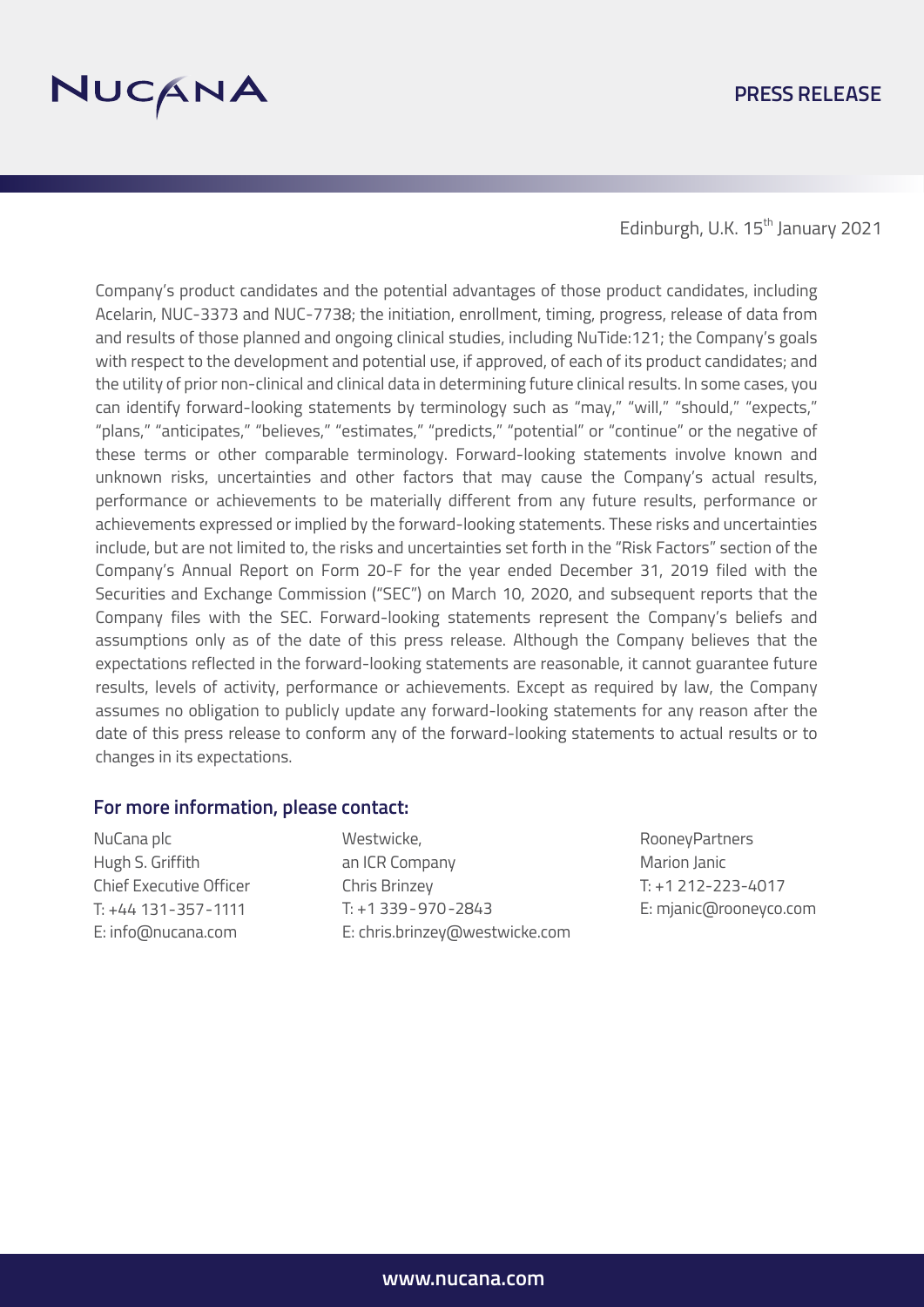Edinburgh, U.K. 15th January 2021

Company's product candidates and the potential advantages of those product candidates, including Acelarin, NUC-3373 and NUC-7738; the initiation, enrollment, timing, progress, release of data from and results of those planned and ongoing clinical studies, including NuTide:121; the Company's goals with respect to the development and potential use, if approved, of each of its product candidates; and the utility of prior non-clinical and clinical data in determining future clinical results. In some cases, you can identify forward-looking statements by terminology such as "may," "will," "should," "expects," "plans," "anticipates," "believes," "estimates," "predicts," "potential" or "continue" or the negative of these terms or other comparable terminology. Forward-looking statements involve known and unknown risks, uncertainties and other factors that may cause the Company's actual results, performance or achievements to be materially different from any future results, performance or achievements expressed or implied by the forward-looking statements. These risks and uncertainties include, but are not limited to, the risks and uncertainties set forth in the "Risk Factors" section of the Company's Annual Report on Form 20-F for the year ended December 31, 2019 filed with the Securities and Exchange Commission ("SEC") on March 10, 2020, and subsequent reports that the Company files with the SEC. Forward-looking statements represent the Company's beliefs and assumptions only as of the date of this press release. Although the Company believes that the expectations reflected in the forward-looking statements are reasonable, it cannot guarantee future results, levels of activity, performance or achievements. Except as required by law, the Company assumes no obligation to publicly update any forward-looking statements for any reason after the date of this press release to conform any of the forward-looking statements to actual results or to changes in its expectations.

**For more information, please contact:**

NuCana plc
Hugh S. Griffith
Chief Executive Officer
T: +44 131-357-1111
E: info@nucana.com

Westwicke,
an ICR Company
Chris Brinzey
T: +1 339-970-2843
E: chris.brinzey@westwicke.com

RooneyPartners
Marion Janic
T: +1 212-223-4017
E: mjanic@rooneyco.com